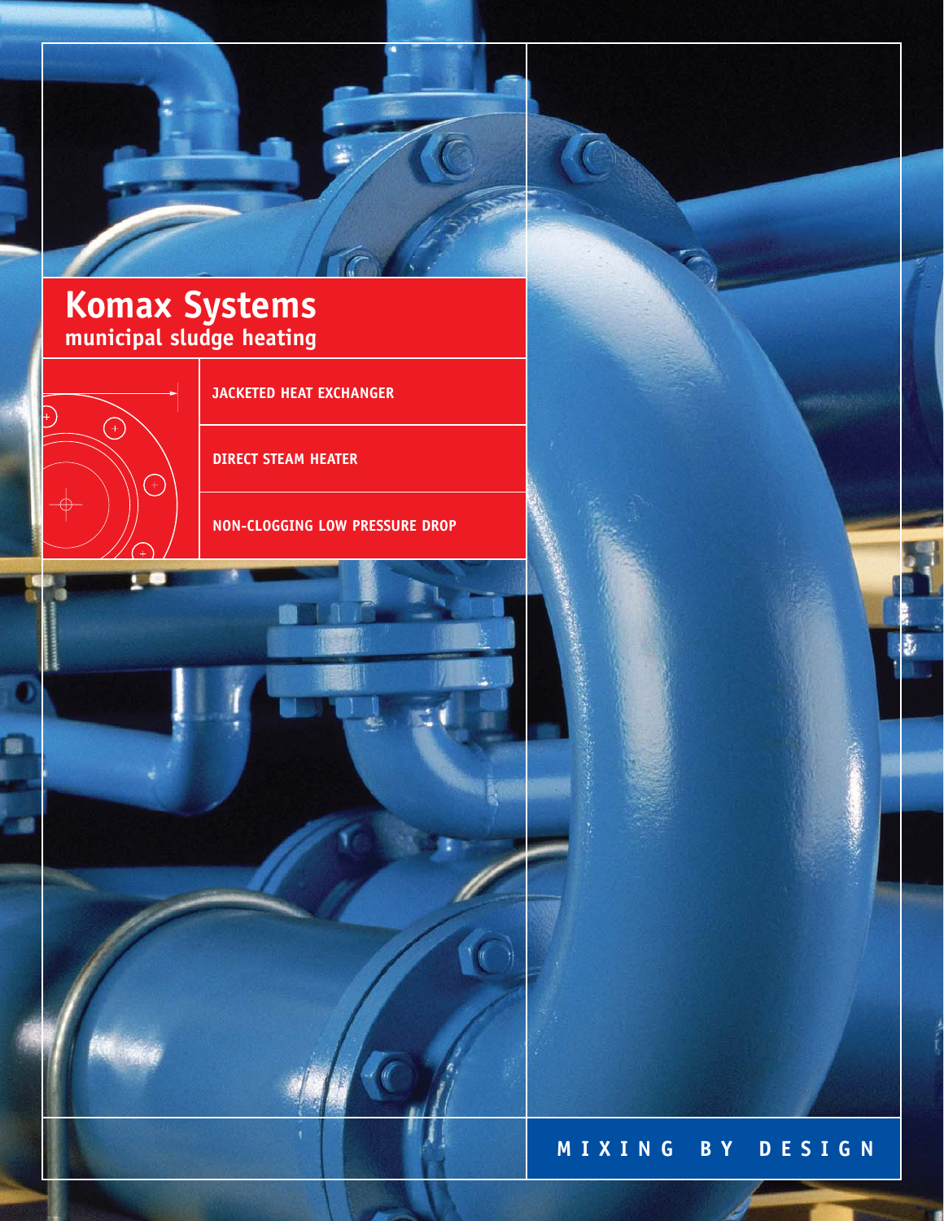# Komax Systems

## municipal sludge heating

JACKETED HEAT EXCHANGER

DIRECT STEAM HEATER

NON-CLOGGING LOW PRESSURE DROP

MIXING BY DESIGN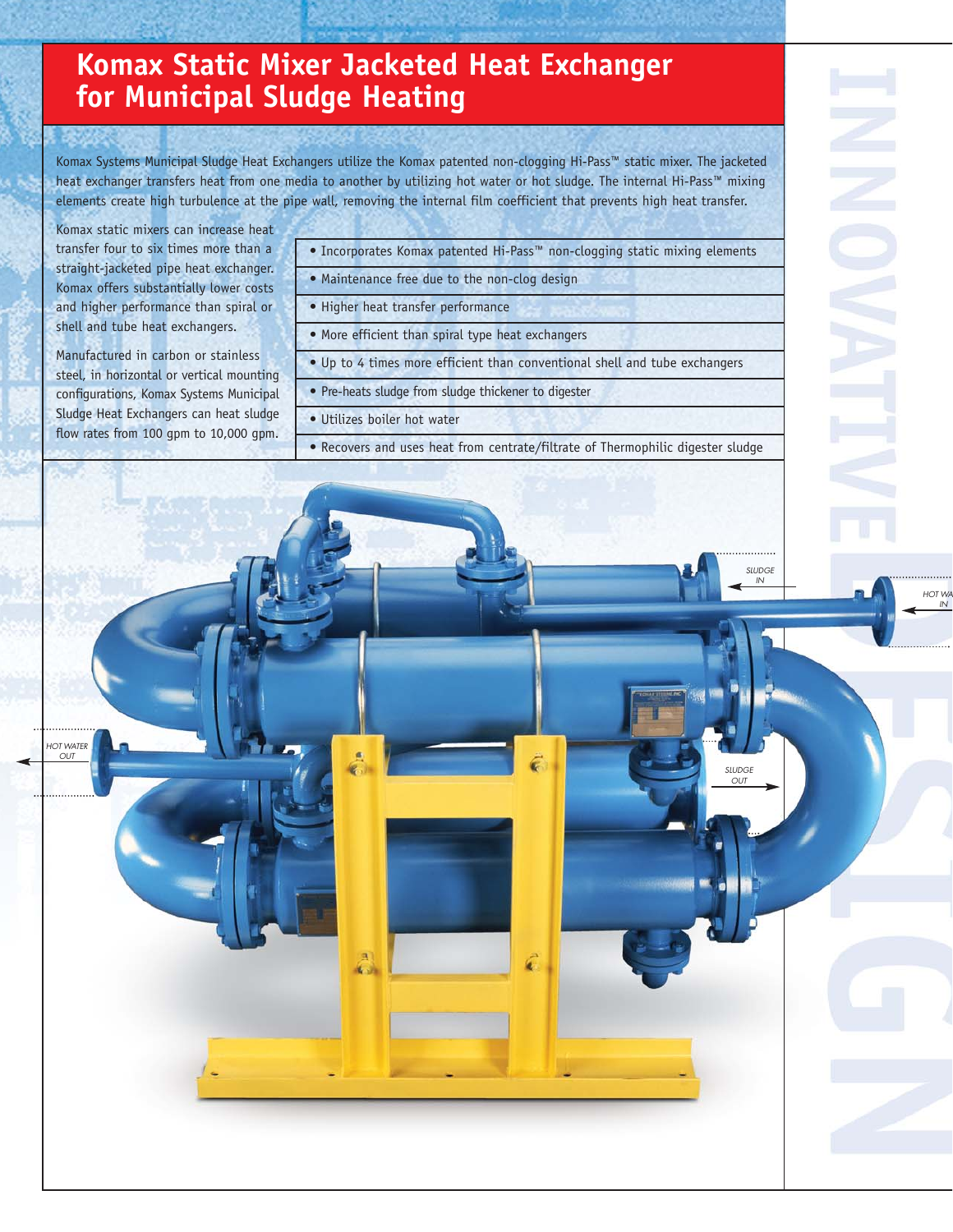# Komax Static Mixer Jacketed Heat Exchanger for Municipal Sludge Heating

Komax Systems Municipal Sludge Heat Exchangers utilize the Komax patented non-clogging Hi-Pass™ static mixer. The jacketed heat exchanger transfers heat from one media to another by utilizing hot water or hot sludge. The internal Hi-Pass™ mixing elements create high turbulence at the pipe wall, removing the internal film coefficient that prevents high heat transfer.

Komax static mixers can increase heat transfer four to six times more than a straight-jacketed pipe heat exchanger. Komax offers substantially lower costs and higher performance than spiral or shell and tube heat exchangers.

Manufactured in carbon or stainless steel, in horizontal or vertical mounting configurations, Komax Systems Municipal Sludge Heat Exchangers can heat sludge flow rates from 100 gpm to 10,000 gpm.

- Incorporates Komax patented Hi-Pass™ non-clogging static mixing elements
- Maintenance free due to the non-clog design
- Higher heat transfer performance
- More efficient than spiral type heat exchangers
- Up to 4 times more efficient than conventional shell and tube exchangers
- Pre-heats sludge from sludge thickener to digester
- Utilizes boiler hot water
- Recovers and uses heat from centrate/filtrate of Thermophilic digester sludge

SLUDGE IN

HOT WATER IN

HOT WATER OUT

SLUDGE OUT

INNOVATIVE DESIGN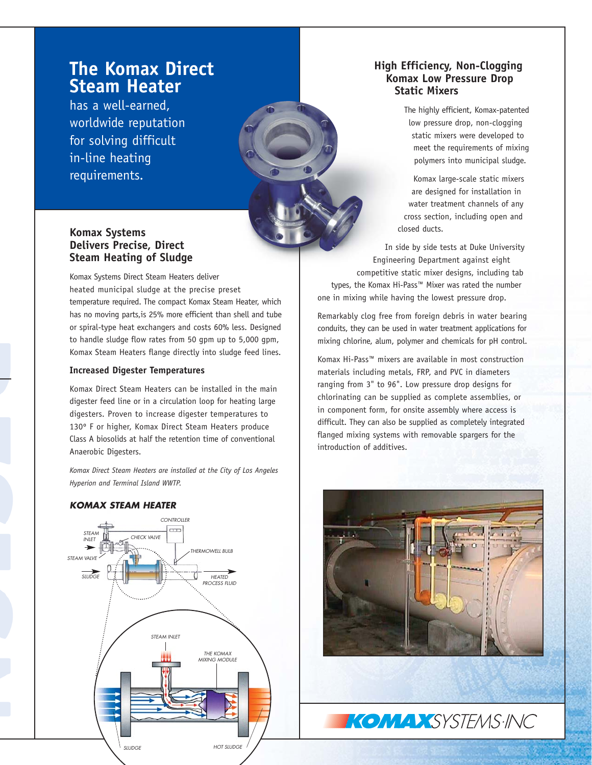# The Komax Direct Steam Heater

has a well-earned, worldwide reputation for solving difficult in-line heating requirements.

## Komax Systems Delivers Precise, Direct Steam Heating of Sludge

Komax Systems Direct Steam Heaters deliver heated municipal sludge at the precise preset temperature required. The compact Komax Steam Heater, which has no moving parts,is 25% more efficient than shell and tube or spiral-type heat exchangers and costs 60% less. Designed to handle sludge flow rates from 50 gpm up to 5,000 gpm, Komax Steam Heaters flange directly into sludge feed lines.

### Increased Digester Temperatures

Komax Direct Steam Heaters can be installed in the main digester feed line or in a circulation loop for heating large digesters. Proven to increase digester temperatures to 130° F or higher, Komax Direct Steam Heaters produce Class A biosolids at half the retention time of conventional Anaerobic Digesters.

*Komax Direct Steam Heaters are installed at the City of Los Angeles Hyperion and Terminal Island WWTP.*

### *KOMAX STEAM HEATER*

## High Efficiency, Non-Clogging Komax Low Pressure Drop Static Mixers

The highly efficient, Komax-patented low pressure drop, non-clogging static mixers were developed to meet the requirements of mixing polymers into municipal sludge.

Komax large-scale static mixers are designed for installation in water treatment channels of any cross section, including open and closed ducts.

In side by side tests at Duke University Engineering Department against eight competitive static mixer designs, including tab types, the Komax Hi-Pass™ Mixer was rated the number one in mixing while having the lowest pressure drop.

Remarkably clog free from foreign debris in water bearing conduits, they can be used in water treatment applications for mixing chlorine, alum, polymer and chemicals for pH control.

Komax Hi-Pass™ mixers are available in most construction materials including metals, FRP, and PVC in diameters ranging from 3" to 96". Low pressure drop designs for chlorinating can be supplied as complete assemblies, or in component form, for onsite assembly where access is difficult. They can also be supplied as completely integrated flanged mixing systems with removable spargers for the introduction of additives.

KOMAX SYSTEMS·INC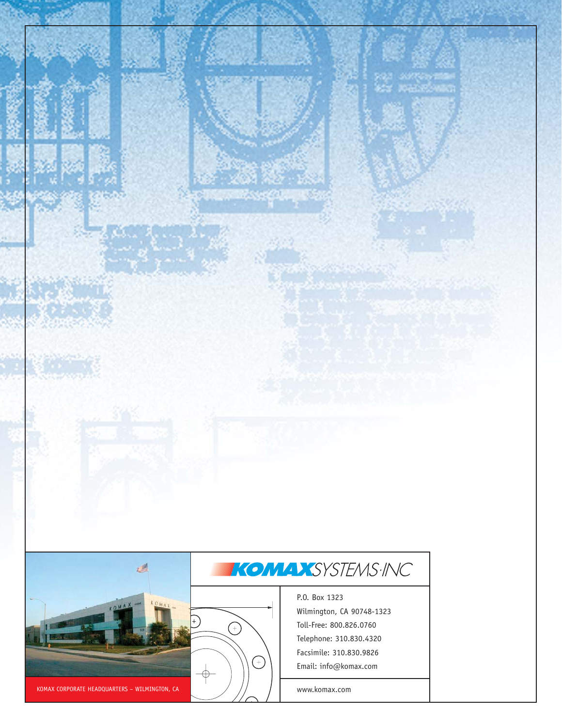KOMAX CORPORATE HEADQUARTERS – WILMINGTON, CA

**KOMAX SYSTEMS·INC**

P.O. Box 1323
Wilmington, CA 90748-1323
Toll-Free: 800.826.0760
Telephone: 310.830.4320
Facsimile: 310.830.9826
Email: info@komax.com

www.komax.com